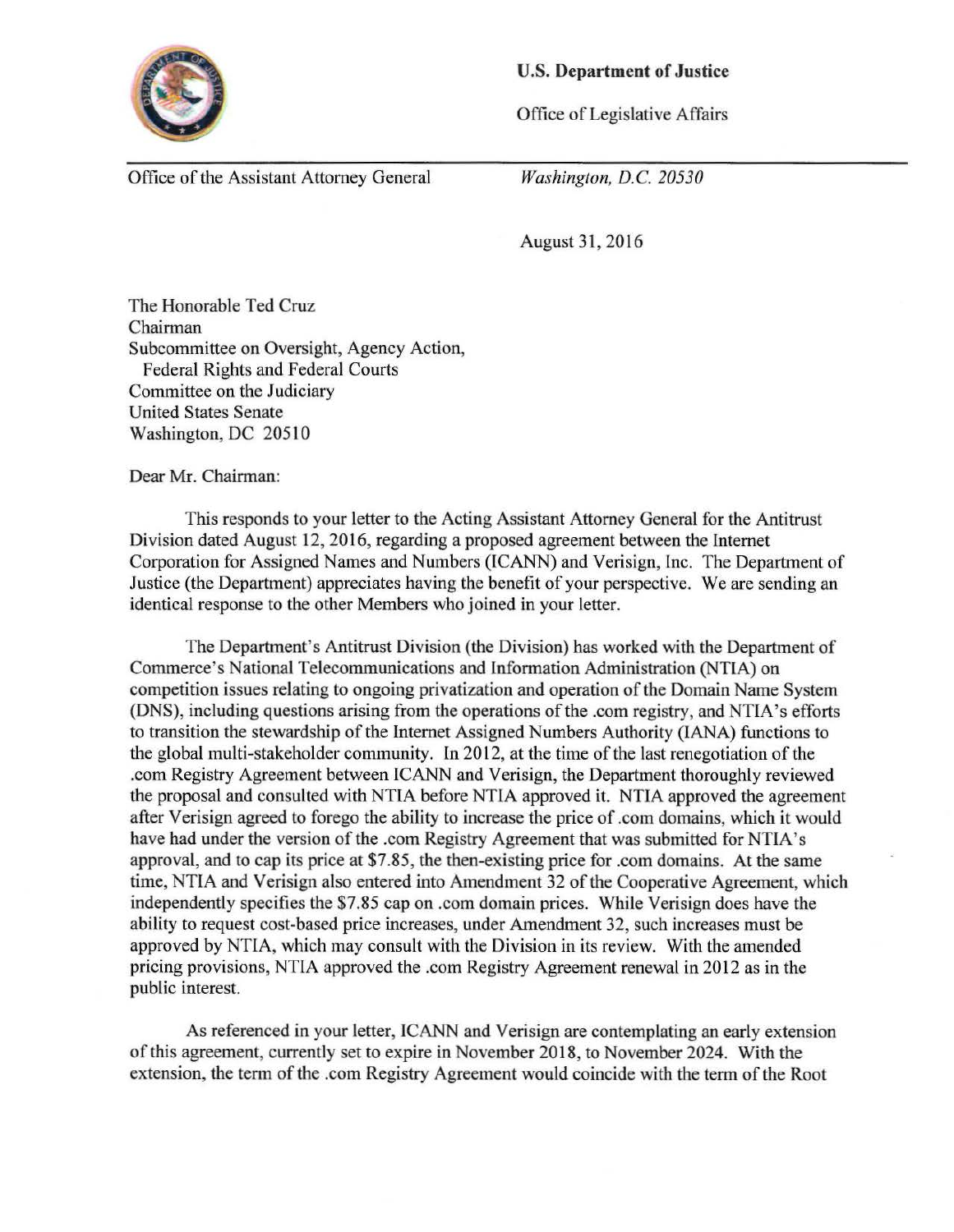**U.S. Department of Justice**

Office of Legislative Affairs

Office of the Assistant Attorney General

*Washington, D.C. 20530*

August 31, 2016

The Honorable Ted Cruz
Chairman
Subcommittee on Oversight, Agency Action,
Federal Rights and Federal Courts
Committee on the Judiciary
United States Senate
Washington, DC 20510

Dear Mr. Chairman:

This responds to your letter to the Acting Assistant Attorney General for the Antitrust Division dated August 12, 2016, regarding a proposed agreement between the Internet Corporation for Assigned Names and Numbers (ICANN) and Verisign, Inc. The Department of Justice (the Department) appreciates having the benefit of your perspective. We are sending an identical response to the other Members who joined in your letter.

The Department's Antitrust Division (the Division) has worked with the Department of Commerce's National Telecommunications and Information Administration (NTIA) on competition issues relating to ongoing privatization and operation of the Domain Name System (DNS), including questions arising from the operations of the .com registry, and NTIA's efforts to transition the stewardship of the Internet Assigned Numbers Authority (IANA) functions to the global multi-stakeholder community. In 2012, at the time of the last renegotiation of the .com Registry Agreement between ICANN and Verisign, the Department thoroughly reviewed the proposal and consulted with NTIA before NTIA approved it. NTIA approved the agreement after Verisign agreed to forego the ability to increase the price of .com domains, which it would have had under the version of the .com Registry Agreement that was submitted for NTIA's approval, and to cap its price at $7.85, the then-existing price for .com domains. At the same time, NTIA and Verisign also entered into Amendment 32 of the Cooperative Agreement, which independently specifies the $7.85 cap on .com domain prices. While Verisign does have the ability to request cost-based price increases, under Amendment 32, such increases must be approved by NTIA, which may consult with the Division in its review. With the amended pricing provisions, NTIA approved the .com Registry Agreement renewal in 2012 as in the public interest.

As referenced in your letter, ICANN and Verisign are contemplating an early extension of this agreement, currently set to expire in November 2018, to November 2024. With the extension, the term of the .com Registry Agreement would coincide with the term of the Root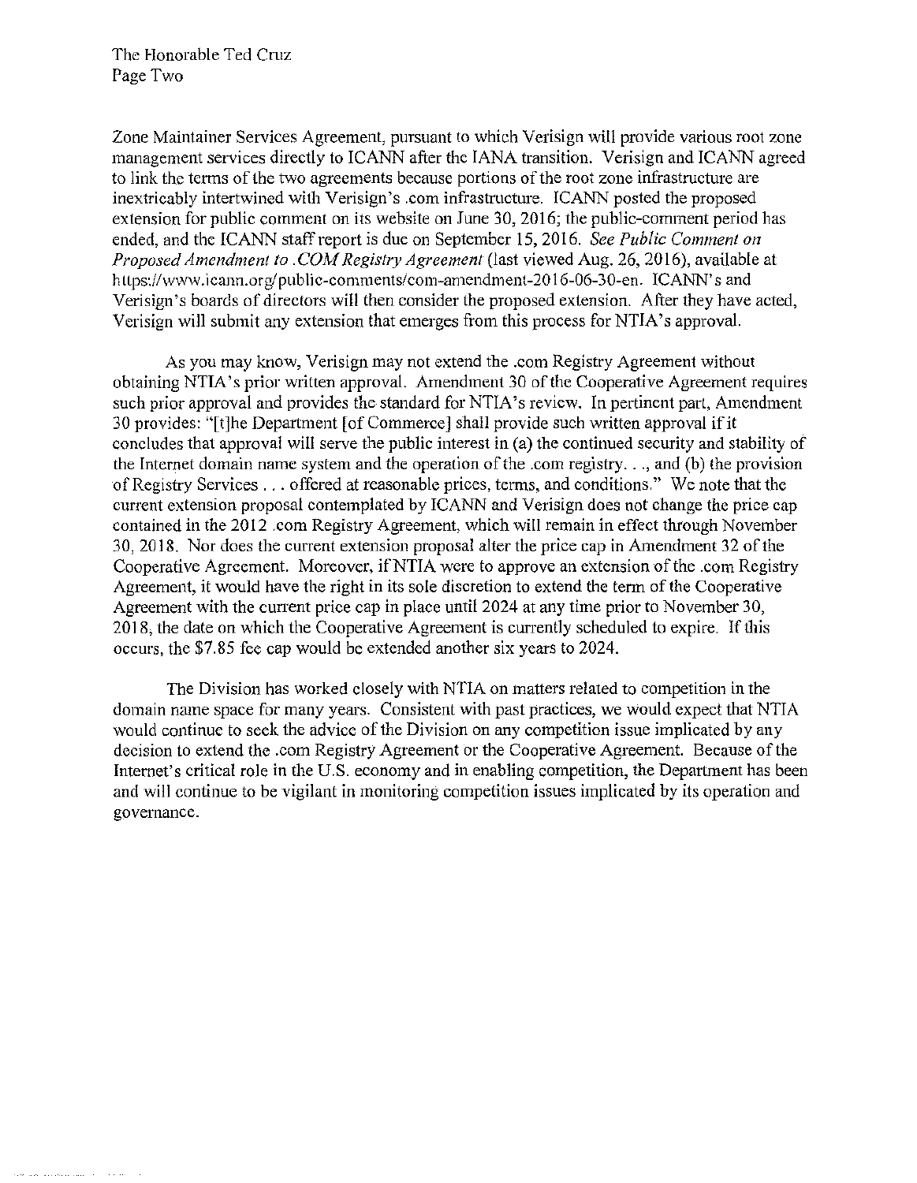Zone Maintainer Services Agreement, pursuant to which Verisign will provide various root zone management services directly to ICANN after the IANA transition. Verisign and ICANN agreed to link the terms of the two agreements because portions of the root zone infrastructure are inextricably intertwined with Verisign's .com infrastructure. ICANN posted the proposed extension for public comment on its website on June 30, 2016; the public-comment period has ended, and the ICANN staff report is due on September 15, 2016. *See Public Comment on Proposed Amendment to .COM Registry Agreement* (last viewed Aug. 26, 2016), available at https://www.icann.org/public-comments/com-amendment-2016-06-30-en. ICANN's and Verisign's boards of directors will then consider the proposed extension. After they have acted, Verisign will submit any extension that emerges from this process for NTIA's approval.

As you may know, Verisign may not extend the .com Registry Agreement without obtaining NTIA's prior written approval. Amendment 30 of the Cooperative Agreement requires such prior approval and provides the standard for NTIA's review. In pertinent part, Amendment 30 provides: "[t]he Department [of Commerce] shall provide such written approval if it concludes that approval will serve the public interest in (a) the continued security and stability of the Internet domain name system and the operation of the .com registry. . ., and (b) the provision of Registry Services . . . offered at reasonable prices, terms, and conditions." We note that the current extension proposal contemplated by ICANN and Verisign does not change the price cap contained in the 2012 .com Registry Agreement, which will remain in effect through November 30, 2018. Nor does the current extension proposal alter the price cap in Amendment 32 of the Cooperative Agreement. Moreover, if NTIA were to approve an extension of the .com Registry Agreement, it would have the right in its sole discretion to extend the term of the Cooperative Agreement with the current price cap in place until 2024 at any time prior to November 30, 2018, the date on which the Cooperative Agreement is currently scheduled to expire. If this occurs, the $7.85 fee cap would be extended another six years to 2024.

The Division has worked closely with NTIA on matters related to competition in the domain name space for many years. Consistent with past practices, we would expect that NTIA would continue to seek the advice of the Division on any competition issue implicated by any decision to extend the .com Registry Agreement or the Cooperative Agreement. Because of the Internet's critical role in the U.S. economy and in enabling competition, the Department has been and will continue to be vigilant in monitoring competition issues implicated by its operation and governance.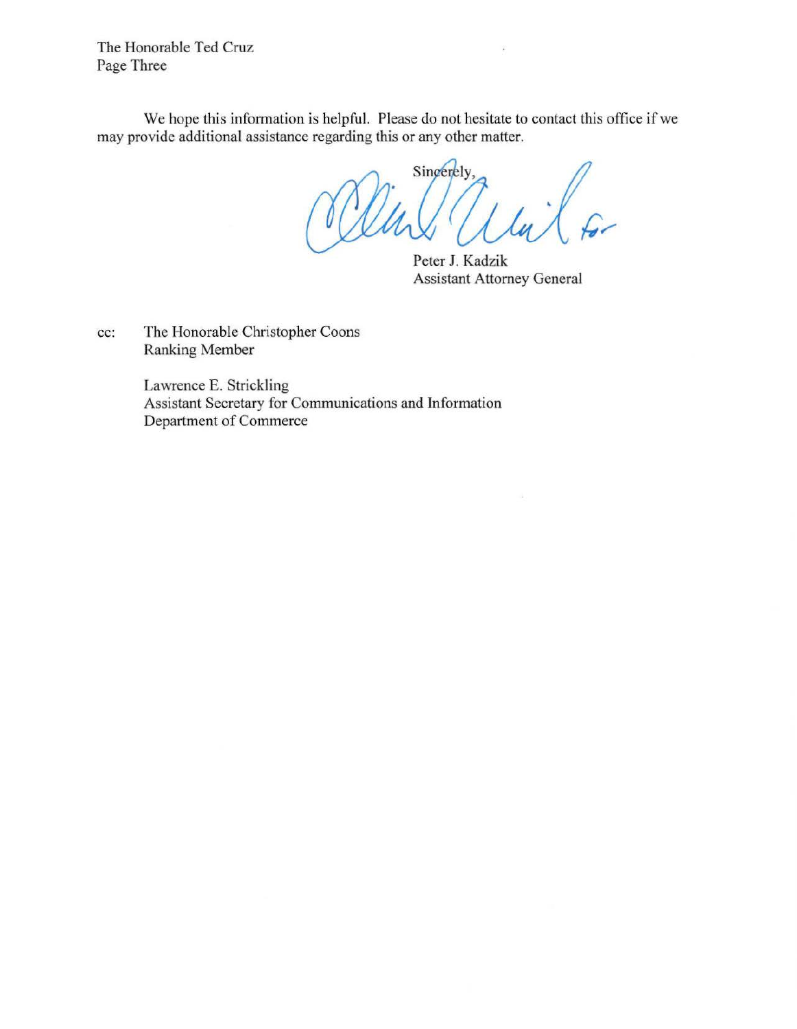We hope this information is helpful. Please do not hesitate to contact this office if we may provide additional assistance regarding this or any other matter.

Sincerely,

Peter J. Kadzik
Assistant Attorney General

cc: The Honorable Christopher Coons
Ranking Member

Lawrence E. Strickling
Assistant Secretary for Communications and Information
Department of Commerce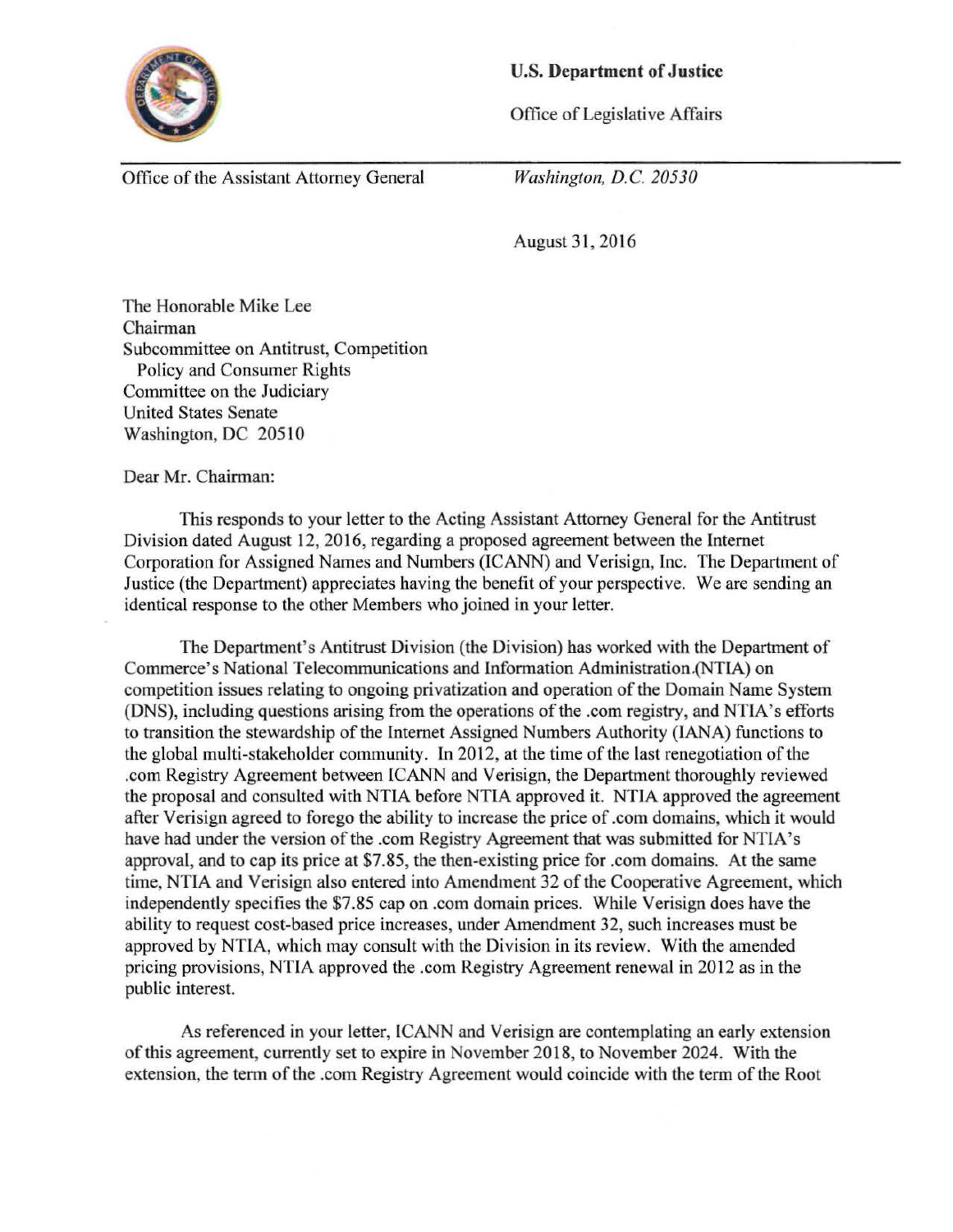**U.S. Department of Justice**

Office of Legislative Affairs

Office of the Assistant Attorney General

*Washington, D.C. 20530*

August 31, 2016

The Honorable Mike Lee
Chairman
Subcommittee on Antitrust, Competition
Policy and Consumer Rights
Committee on the Judiciary
United States Senate
Washington, DC 20510

Dear Mr. Chairman:

This responds to your letter to the Acting Assistant Attorney General for the Antitrust Division dated August 12, 2016, regarding a proposed agreement between the Internet Corporation for Assigned Names and Numbers (ICANN) and Verisign, Inc. The Department of Justice (the Department) appreciates having the benefit of your perspective. We are sending an identical response to the other Members who joined in your letter.

The Department's Antitrust Division (the Division) has worked with the Department of Commerce's National Telecommunications and Information Administration.(NTIA) on competition issues relating to ongoing privatization and operation of the Domain Name System (DNS), including questions arising from the operations of the .com registry, and NTIA's efforts to transition the stewardship of the Internet Assigned Numbers Authority (IANA) functions to the global multi-stakeholder community. In 2012, at the time of the last renegotiation of the .com Registry Agreement between ICANN and Verisign, the Department thoroughly reviewed the proposal and consulted with NTIA before NTIA approved it. NTIA approved the agreement after Verisign agreed to forego the ability to increase the price of .com domains, which it would have had under the version of the .com Registry Agreement that was submitted for NTIA's approval, and to cap its price at $7.85, the then-existing price for .com domains. At the same time, NTIA and Verisign also entered into Amendment 32 of the Cooperative Agreement, which independently specifies the $7.85 cap on .com domain prices. While Verisign does have the ability to request cost-based price increases, under Amendment 32, such increases must be approved by NTIA, which may consult with the Division in its review. With the amended pricing provisions, NTIA approved the .com Registry Agreement renewal in 2012 as in the public interest.

As referenced in your letter, ICANN and Verisign are contemplating an early extension of this agreement, currently set to expire in November 2018, to November 2024. With the extension, the term of the .com Registry Agreement would coincide with the term of the Root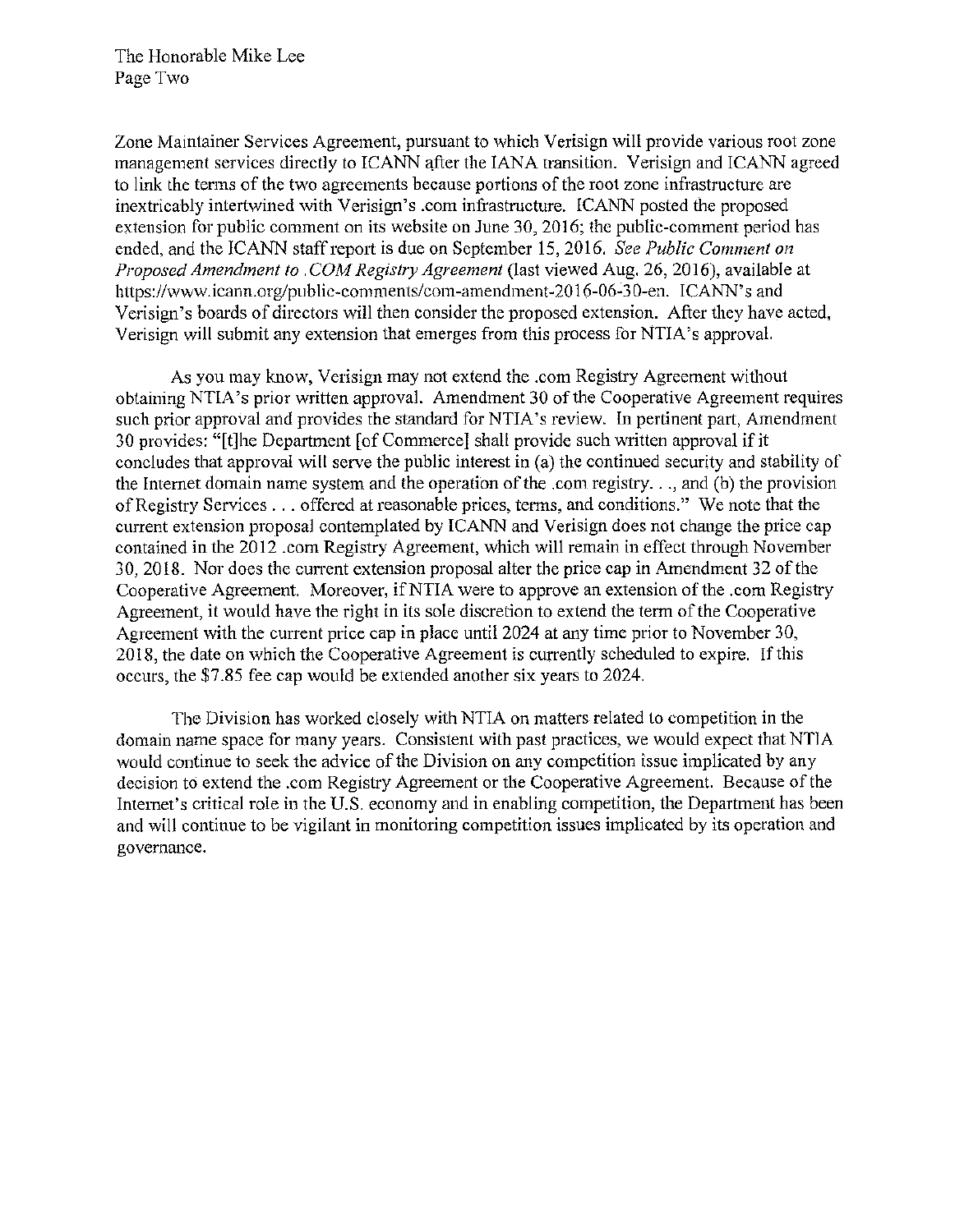Zone Maintainer Services Agreement, pursuant to which Verisign will provide various root zone management services directly to ICANN after the IANA transition. Verisign and ICANN agreed to link the terms of the two agreements because portions of the root zone infrastructure are inextricably intertwined with Verisign's .com infrastructure. ICANN posted the proposed extension for public comment on its website on June 30, 2016; the public-comment period has ended, and the ICANN staff report is due on September 15, 2016. *See Public Comment on Proposed Amendment to .COM Registry Agreement* (last viewed Aug. 26, 2016), available at https://www.icann.org/public-comments/com-amendment-2016-06-30-en. ICANN's and Verisign's boards of directors will then consider the proposed extension. After they have acted, Verisign will submit any extension that emerges from this process for NTIA's approval.

As you may know, Verisign may not extend the .com Registry Agreement without obtaining NTIA's prior written approval. Amendment 30 of the Cooperative Agreement requires such prior approval and provides the standard for NTIA's review. In pertinent part, Amendment 30 provides: "[t]he Department [of Commerce] shall provide such written approval if it concludes that approval will serve the public interest in (a) the continued security and stability of the Internet domain name system and the operation of the .com registry. . ., and (b) the provision of Registry Services . . . offered at reasonable prices, terms, and conditions." We note that the current extension proposal contemplated by ICANN and Verisign does not change the price cap contained in the 2012 .com Registry Agreement, which will remain in effect through November 30, 2018. Nor does the current extension proposal alter the price cap in Amendment 32 of the Cooperative Agreement. Moreover, if NTIA were to approve an extension of the .com Registry Agreement, it would have the right in its sole discretion to extend the term of the Cooperative Agreement with the current price cap in place until 2024 at any time prior to November 30, 2018, the date on which the Cooperative Agreement is currently scheduled to expire. If this occurs, the $7.85 fee cap would be extended another six years to 2024.

The Division has worked closely with NTIA on matters related to competition in the domain name space for many years. Consistent with past practices, we would expect that NTIA would continue to seek the advice of the Division on any competition issue implicated by any decision to extend the .com Registry Agreement or the Cooperative Agreement. Because of the Internet's critical role in the U.S. economy and in enabling competition, the Department has been and will continue to be vigilant in monitoring competition issues implicated by its operation and governance.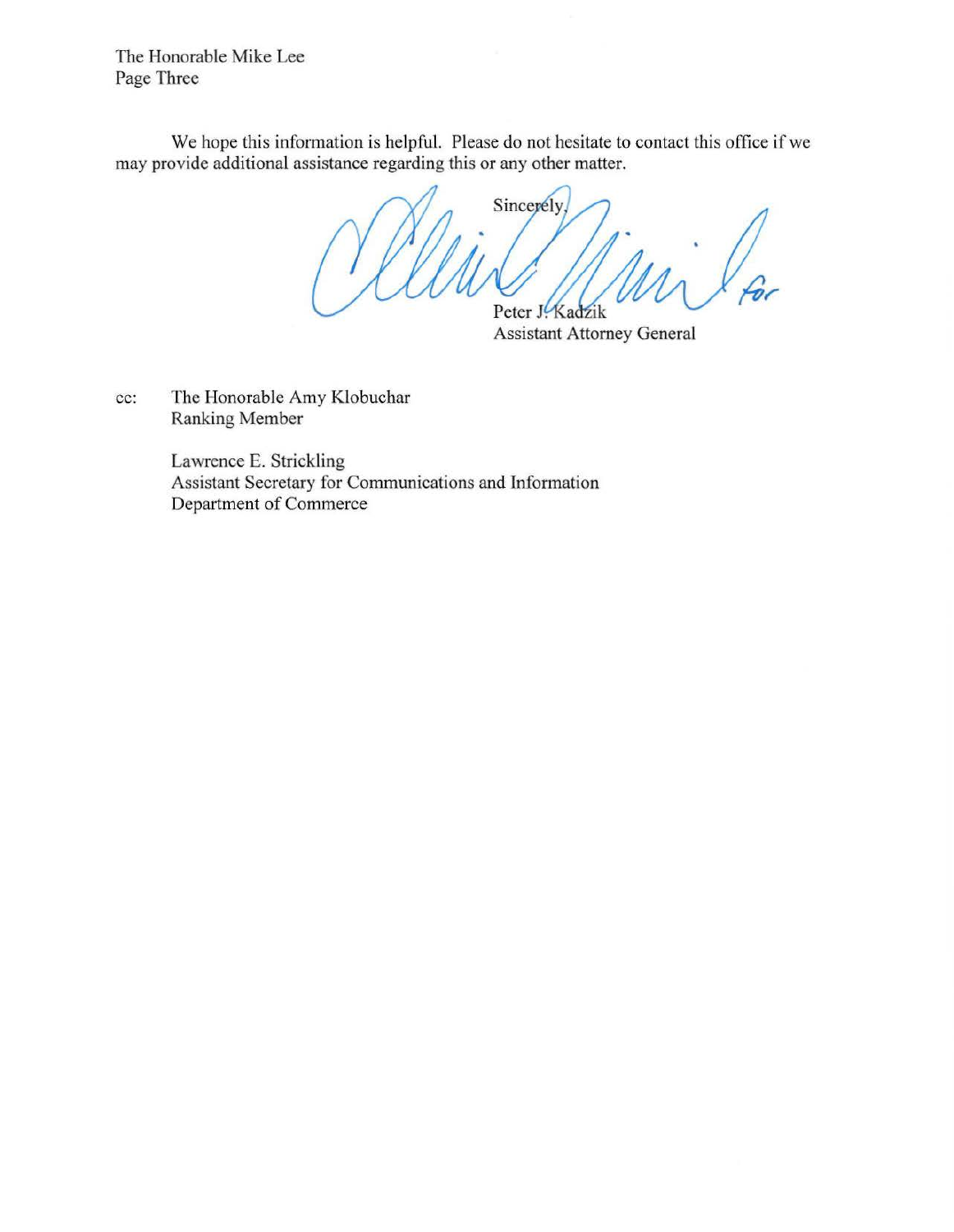The Honorable Mike Lee
Page Three

We hope this information is helpful. Please do not hesitate to contact this office if we may provide additional assistance regarding this or any other matter.

Sincerely,

for

Peter J. Kadzik
Assistant Attorney General

cc: The Honorable Amy Klobuchar
Ranking Member

Lawrence E. Strickling
Assistant Secretary for Communications and Information
Department of Commerce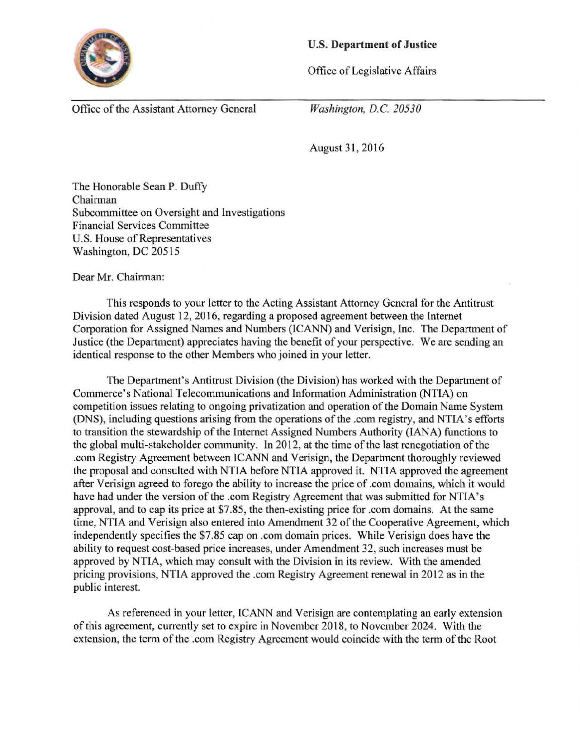**U.S. Department of Justice**

Office of Legislative Affairs

Office of the Assistant Attorney General

*Washington, D.C. 20530*

August 31, 2016

The Honorable Sean P. Duffy
Chairman
Subcommittee on Oversight and Investigations
Financial Services Committee
U.S. House of Representatives
Washington, DC 20515

Dear Mr. Chairman:

This responds to your letter to the Acting Assistant Attorney General for the Antitrust Division dated August 12, 2016, regarding a proposed agreement between the Internet Corporation for Assigned Names and Numbers (ICANN) and Verisign, Inc. The Department of Justice (the Department) appreciates having the benefit of your perspective. We are sending an identical response to the other Members who joined in your letter.

The Department's Antitrust Division (the Division) has worked with the Department of Commerce's National Telecommunications and Information Administration (NTIA) on competition issues relating to ongoing privatization and operation of the Domain Name System (DNS), including questions arising from the operations of the .com registry, and NTIA's efforts to transition the stewardship of the Internet Assigned Numbers Authority (IANA) functions to the global multi-stakeholder community. In 2012, at the time of the last renegotiation of the .com Registry Agreement between ICANN and Verisign, the Department thoroughly reviewed the proposal and consulted with NTIA before NTIA approved it. NTIA approved the agreement after Verisign agreed to forego the ability to increase the price of .com domains, which it would have had under the version of the .com Registry Agreement that was submitted for NTIA's approval, and to cap its price at $7.85, the then-existing price for .com domains. At the same time, NTIA and Verisign also entered into Amendment 32 of the Cooperative Agreement, which independently specifies the $7.85 cap on .com domain prices. While Verisign does have the ability to request cost-based price increases, under Amendment 32, such increases must be approved by NTIA, which may consult with the Division in its review. With the amended pricing provisions, NTIA approved the .com Registry Agreement renewal in 2012 as in the public interest.

As referenced in your letter, ICANN and Verisign are contemplating an early extension of this agreement, currently set to expire in November 2018, to November 2024. With the extension, the term of the .com Registry Agreement would coincide with the term of the Root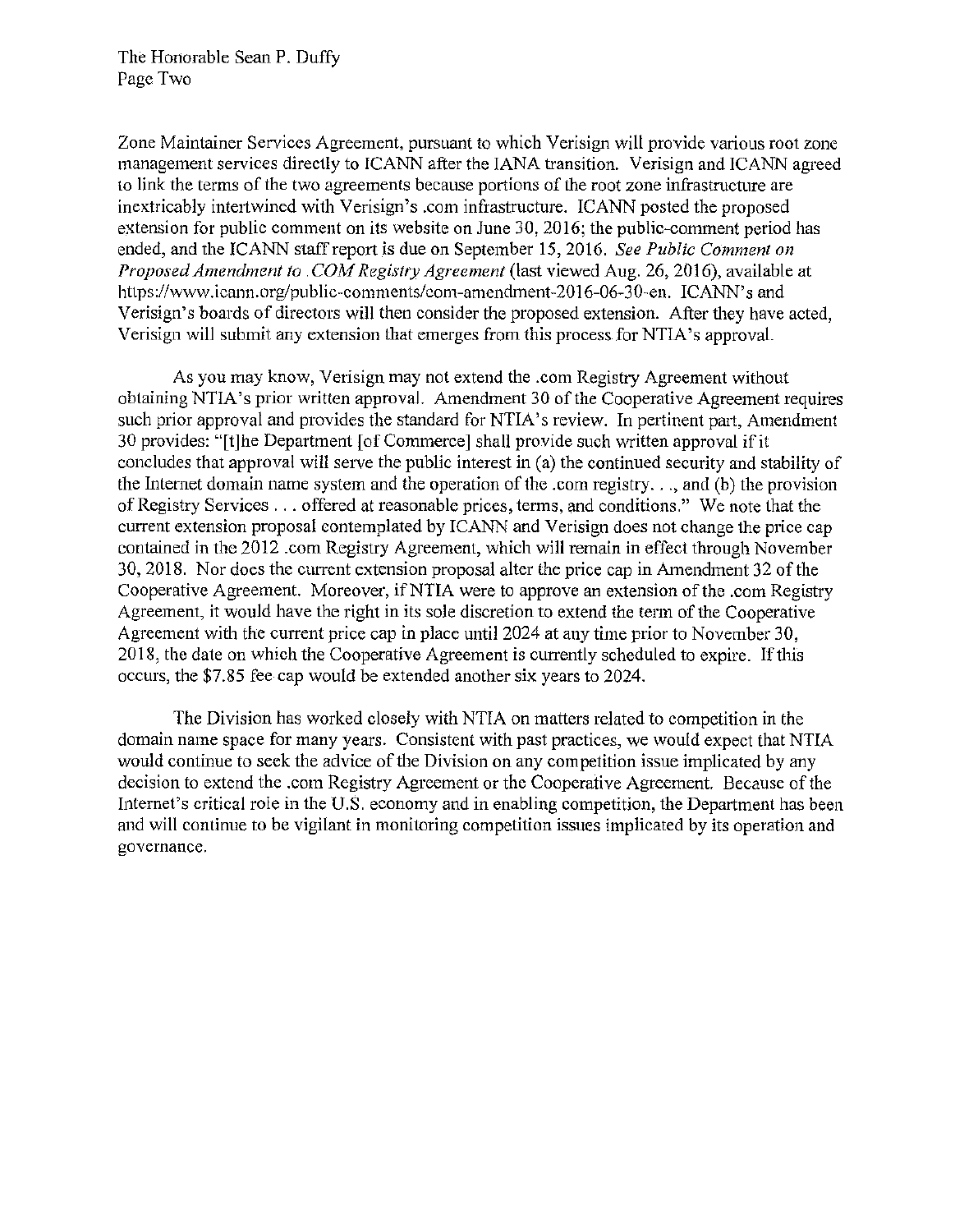Zone Maintainer Services Agreement, pursuant to which Verisign will provide various root zone management services directly to ICANN after the IANA transition. Verisign and ICANN agreed to link the terms of the two agreements because portions of the root zone infrastructure are inextricably intertwined with Verisign's .com infrastructure. ICANN posted the proposed extension for public comment on its website on June 30, 2016; the public-comment period has ended, and the ICANN staff report is due on September 15, 2016. *See Public Comment on Proposed Amendment to .COM Registry Agreement* (last viewed Aug. 26, 2016), available at https://www.icann.org/public-comments/com-amendment-2016-06-30-en. ICANN's and Verisign's boards of directors will then consider the proposed extension. After they have acted, Verisign will submit any extension that emerges from this process for NTIA's approval.

As you may know, Verisign may not extend the .com Registry Agreement without obtaining NTIA's prior written approval. Amendment 30 of the Cooperative Agreement requires such prior approval and provides the standard for NTIA's review. In pertinent part, Amendment 30 provides: "[t]he Department [of Commerce] shall provide such written approval if it concludes that approval will serve the public interest in (a) the continued security and stability of the Internet domain name system and the operation of the .com registry. . ., and (b) the provision of Registry Services . . . offered at reasonable prices, terms, and conditions." We note that the current extension proposal contemplated by ICANN and Verisign does not change the price cap contained in the 2012 .com Registry Agreement, which will remain in effect through November 30, 2018. Nor does the current extension proposal alter the price cap in Amendment 32 of the Cooperative Agreement. Moreover, if NTIA were to approve an extension of the .com Registry Agreement, it would have the right in its sole discretion to extend the term of the Cooperative Agreement with the current price cap in place until 2024 at any time prior to November 30, 2018, the date on which the Cooperative Agreement is currently scheduled to expire. If this occurs, the $7.85 fee cap would be extended another six years to 2024.

The Division has worked closely with NTIA on matters related to competition in the domain name space for many years. Consistent with past practices, we would expect that NTIA would continue to seek the advice of the Division on any competition issue implicated by any decision to extend the .com Registry Agreement or the Cooperative Agreement. Because of the Internet's critical role in the U.S. economy and in enabling competition, the Department has been and will continue to be vigilant in monitoring competition issues implicated by its operation and governance.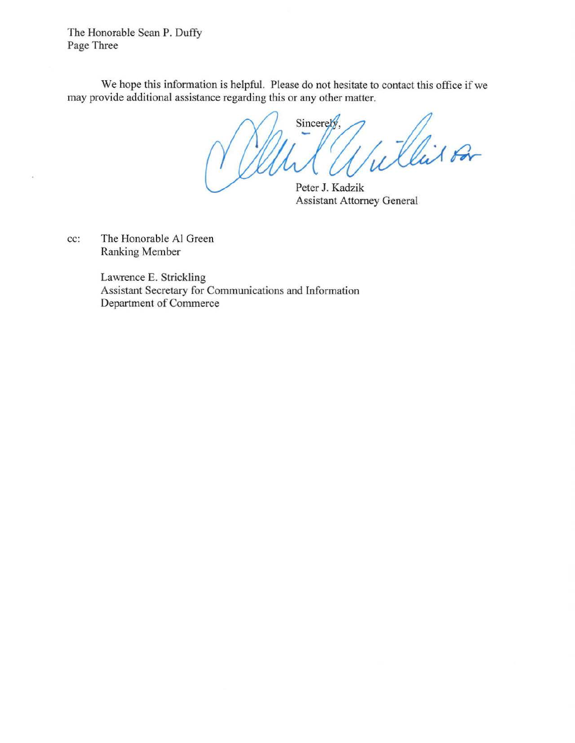We hope this information is helpful. Please do not hesitate to contact this office if we may provide additional assistance regarding this or any other matter.

Sincerely,

Peter J. Kadzik
Assistant Attorney General

cc: The Honorable Al Green
Ranking Member

Lawrence E. Strickling
Assistant Secretary for Communications and Information
Department of Commerce